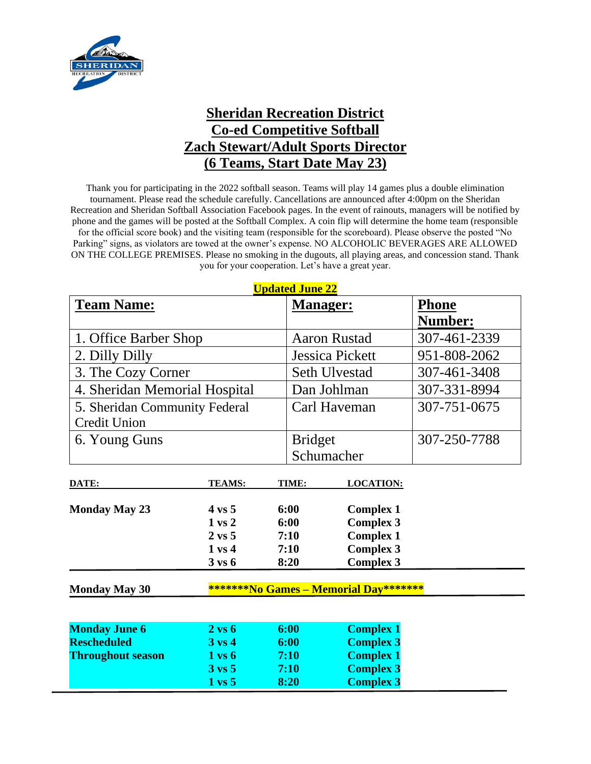# Sheridan Recreation District
# Co-ed Competitive Softball
# Zach Stewart/Adult Sports Director
# (6 Teams, Start Date May 23)

Thank you for participating in the 2022 softball season. Teams will play 14 games plus a double elimination tournament. Please read the schedule carefully. Cancellations are announced after 4:00pm on the Sheridan Recreation and Sheridan Softball Association Facebook pages. In the event of rainouts, managers will be notified by phone and the games will be posted at the Softball Complex. A coin flip will determine the home team (responsible for the official score book) and the visiting team (responsible for the scoreboard). Please observe the posted "No Parking" signs, as violators are towed at the owner's expense. NO ALCOHOLIC BEVERAGES ARE ALLOWED ON THE COLLEGE PREMISES. Please no smoking in the dugouts, all playing areas, and concession stand. Thank you for your cooperation. Let's have a great year.

**Updated June 22**

| Team Name: | Manager: | Phone Number: |
|---|---|---|
| 1. Office Barber Shop | Aaron Rustad | 307-461-2339 |
| 2. Dilly Dilly | Jessica Pickett | 951-808-2062 |
| 3. The Cozy Corner | Seth Ulvestad | 307-461-3408 |
| 4. Sheridan Memorial Hospital | Dan Johlman | 307-331-8994 |
| 5. Sheridan Community Federal Credit Union | Carl Haveman | 307-751-0675 |
| 6. Young Guns | Bridget Schumacher | 307-250-7788 |

| DATE: | TEAMS: | TIME: | LOCATION: |
|---|---|---|---|
| **Monday May 23** | **4 vs 5** | **6:00** | **Complex 1** |
| | **1 vs 2** | **6:00** | **Complex 3** |
| | **2 vs 5** | **7:10** | **Complex 1** |
| | **1 vs 4** | **7:10** | **Complex 3** |
| | **3 vs 6** | **8:20** | **Complex 3** |
| **Monday May 30** | **\*\*\*\*\*\*\*No Games – Memorial Day\*\*\*\*\*\*\*** | | |
| **Monday June 6** | **2 vs 6** | **6:00** | **Complex 1** |
| **Rescheduled** | **3 vs 4** | **6:00** | **Complex 3** |
| **Throughout season** | **1 vs 6** | **7:10** | **Complex 1** |
| | **3 vs 5** | **7:10** | **Complex 3** |
| | **1 vs 5** | **8:20** | **Complex 3** |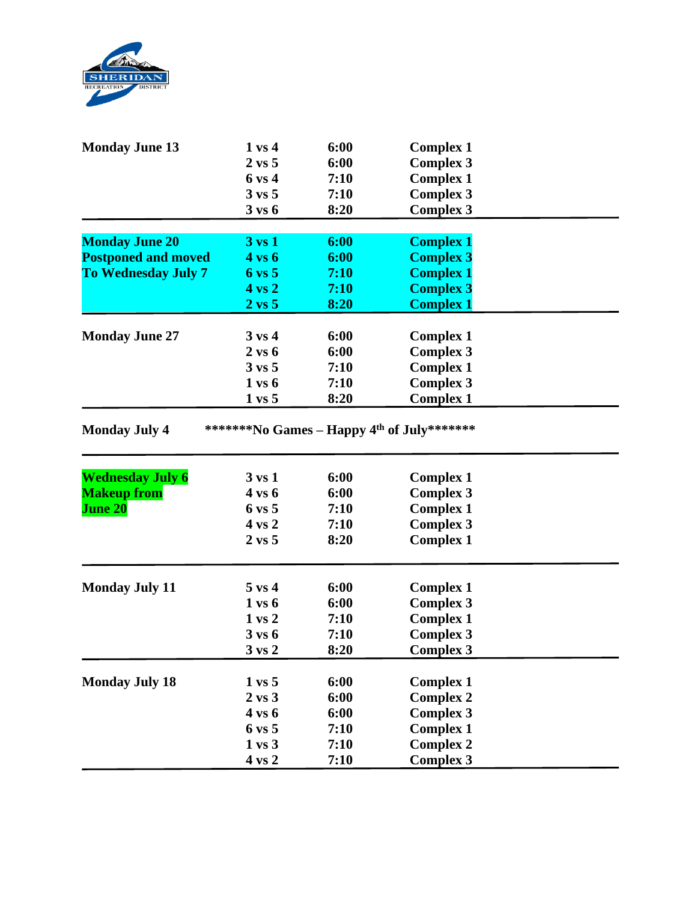| Date | Game | Time | Location |
|---|---|---|---|
| **Monday June 13** | **1 vs 4** | **6:00** | **Complex 1** |
| | **2 vs 5** | **6:00** | **Complex 3** |
| | **6 vs 4** | **7:10** | **Complex 1** |
| | **3 vs 5** | **7:10** | **Complex 3** |
| | **3 vs 6** | **8:20** | **Complex 3** |
| **Monday June 20 Postponed and moved To Wednesday July 7** | **3 vs 1** | **6:00** | **Complex 1** |
| | **4 vs 6** | **6:00** | **Complex 3** |
| | **6 vs 5** | **7:10** | **Complex 1** |
| | **4 vs 2** | **7:10** | **Complex 3** |
| | **2 vs 5** | **8:20** | **Complex 1** |
| **Monday June 27** | **3 vs 4** | **6:00** | **Complex 1** |
| | **2 vs 6** | **6:00** | **Complex 3** |
| | **3 vs 5** | **7:10** | **Complex 1** |
| | **1 vs 6** | **7:10** | **Complex 3** |
| | **1 vs 5** | **8:20** | **Complex 1** |
| **Monday July 4** | **\*\*\*\*\*\*\*No Games – Happy 4th of July\*\*\*\*\*\*\*** | | |
| **Wednesday July 6 Makeup from June 20** | **3 vs 1** | **6:00** | **Complex 1** |
| | **4 vs 6** | **6:00** | **Complex 3** |
| | **6 vs 5** | **7:10** | **Complex 1** |
| | **4 vs 2** | **7:10** | **Complex 3** |
| | **2 vs 5** | **8:20** | **Complex 1** |
| **Monday July 11** | **5 vs 4** | **6:00** | **Complex 1** |
| | **1 vs 6** | **6:00** | **Complex 3** |
| | **1 vs 2** | **7:10** | **Complex 1** |
| | **3 vs 6** | **7:10** | **Complex 3** |
| | **3 vs 2** | **8:20** | **Complex 3** |
| **Monday July 18** | **1 vs 5** | **6:00** | **Complex 1** |
| | **2 vs 3** | **6:00** | **Complex 2** |
| | **4 vs 6** | **6:00** | **Complex 3** |
| | **6 vs 5** | **7:10** | **Complex 1** |
| | **1 vs 3** | **7:10** | **Complex 2** |
| | **4 vs 2** | **7:10** | **Complex 3** |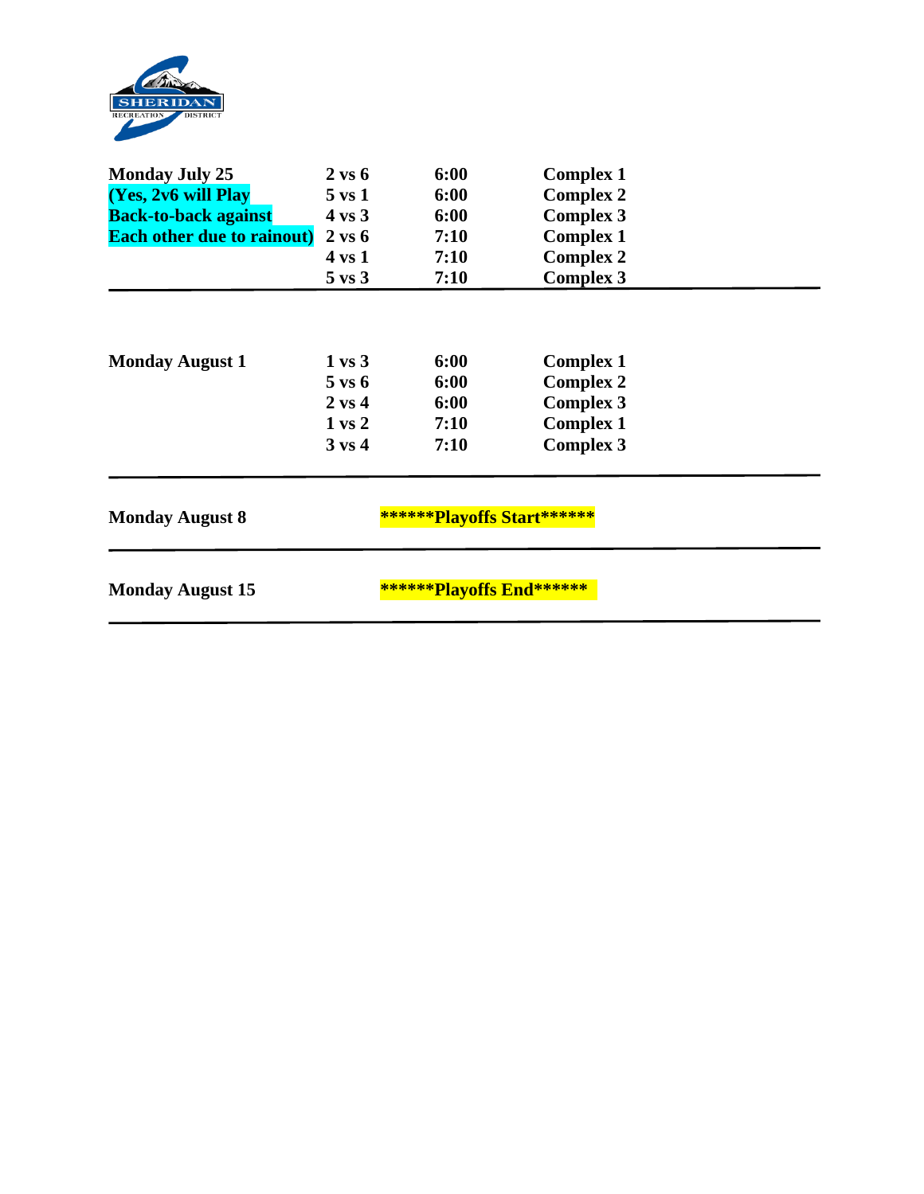| | | | |
|---|---|---|---|
| **Monday July 25** | **2 vs 6** | **6:00** | **Complex 1** |
| **(Yes, 2v6 will Play** | **5 vs 1** | **6:00** | **Complex 2** |
| **Back-to-back against** | **4 vs 3** | **6:00** | **Complex 3** |
| **Each other due to rainout)** | **2 vs 6** | **7:10** | **Complex 1** |
| | **4 vs 1** | **7:10** | **Complex 2** |
| | **5 vs 3** | **7:10** | **Complex 3** |

| | | | |
|---|---|---|---|
| **Monday August 1** | **1 vs 3** | **6:00** | **Complex 1** |
| | **5 vs 6** | **6:00** | **Complex 2** |
| | **2 vs 4** | **6:00** | **Complex 3** |
| | **1 vs 2** | **7:10** | **Complex 1** |
| | **3 vs 4** | **7:10** | **Complex 3** |

**Monday August 8** — **\*\*\*\*\*\*Playoffs Start\*\*\*\*\*\***

**Monday August 15** — **\*\*\*\*\*\*Playoffs End\*\*\*\*\*\***